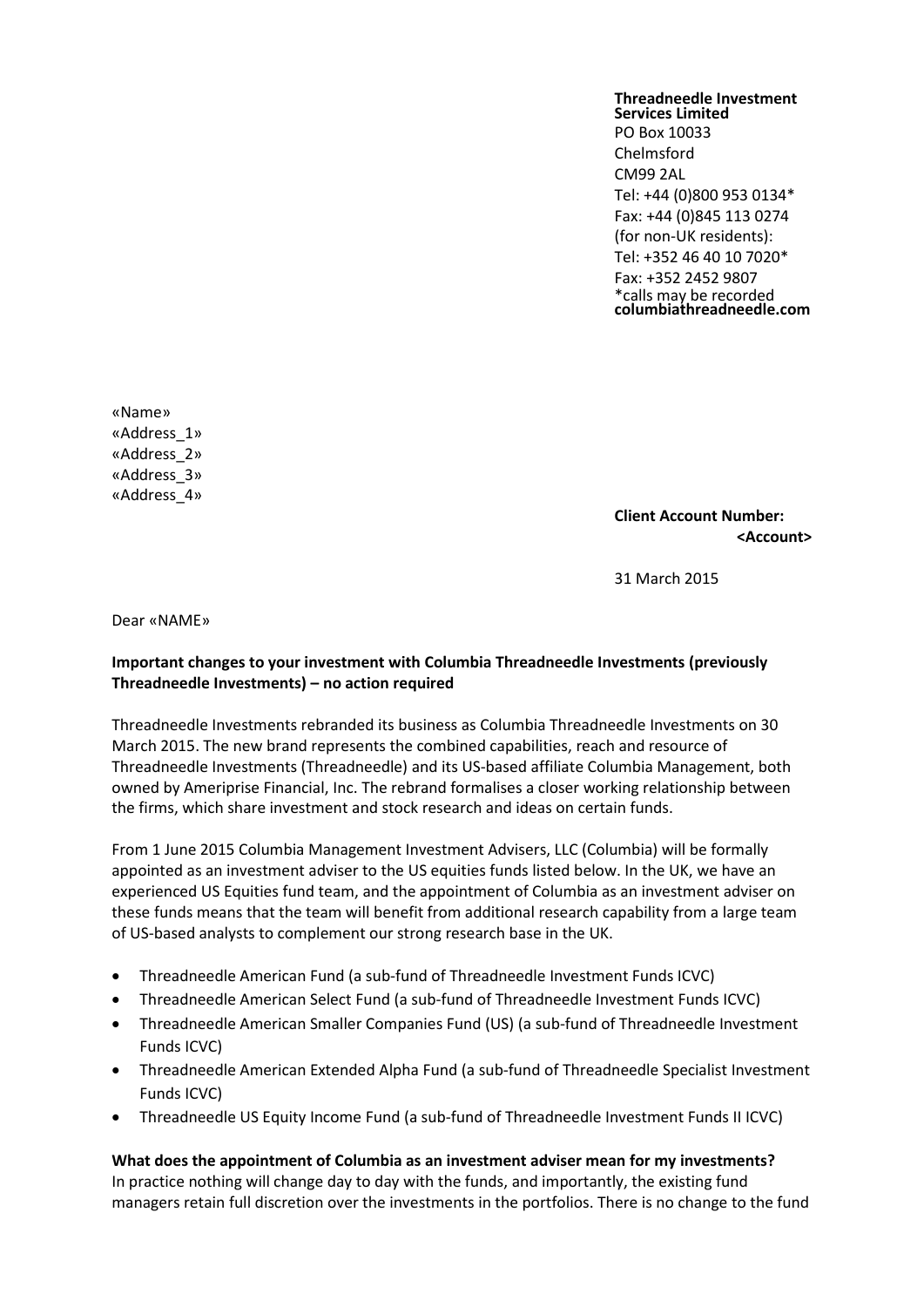**Threadneedle Investment Services Limited**
PO Box 10033
Chelmsford
CM99 2AL
Tel: +44 (0)800 953 0134*
Fax: +44 (0)845 113 0274
(for non-UK residents):
Tel: +352 46 40 10 7020*
Fax: +352 2452 9807
*calls may be recorded
**columbiathreadneedle.com**

«Name»
«Address_1»
«Address_2»
«Address_3»
«Address_4»

**Client Account Number:**
**<Account>**

31 March 2015

Dear «NAME»

**Important changes to your investment with Columbia Threadneedle Investments (previously Threadneedle Investments) – no action required**

Threadneedle Investments rebranded its business as Columbia Threadneedle Investments on 30 March 2015. The new brand represents the combined capabilities, reach and resource of Threadneedle Investments (Threadneedle) and its US-based affiliate Columbia Management, both owned by Ameriprise Financial, Inc. The rebrand formalises a closer working relationship between the firms, which share investment and stock research and ideas on certain funds.

From 1 June 2015 Columbia Management Investment Advisers, LLC (Columbia) will be formally appointed as an investment adviser to the US equities funds listed below. In the UK, we have an experienced US Equities fund team, and the appointment of Columbia as an investment adviser on these funds means that the team will benefit from additional research capability from a large team of US-based analysts to complement our strong research base in the UK.

- Threadneedle American Fund (a sub-fund of Threadneedle Investment Funds ICVC)
- Threadneedle American Select Fund (a sub-fund of Threadneedle Investment Funds ICVC)
- Threadneedle American Smaller Companies Fund (US) (a sub-fund of Threadneedle Investment Funds ICVC)
- Threadneedle American Extended Alpha Fund (a sub-fund of Threadneedle Specialist Investment Funds ICVC)
- Threadneedle US Equity Income Fund (a sub-fund of Threadneedle Investment Funds II ICVC)

**What does the appointment of Columbia as an investment adviser mean for my investments?**
In practice nothing will change day to day with the funds, and importantly, the existing fund managers retain full discretion over the investments in the portfolios. There is no change to the fund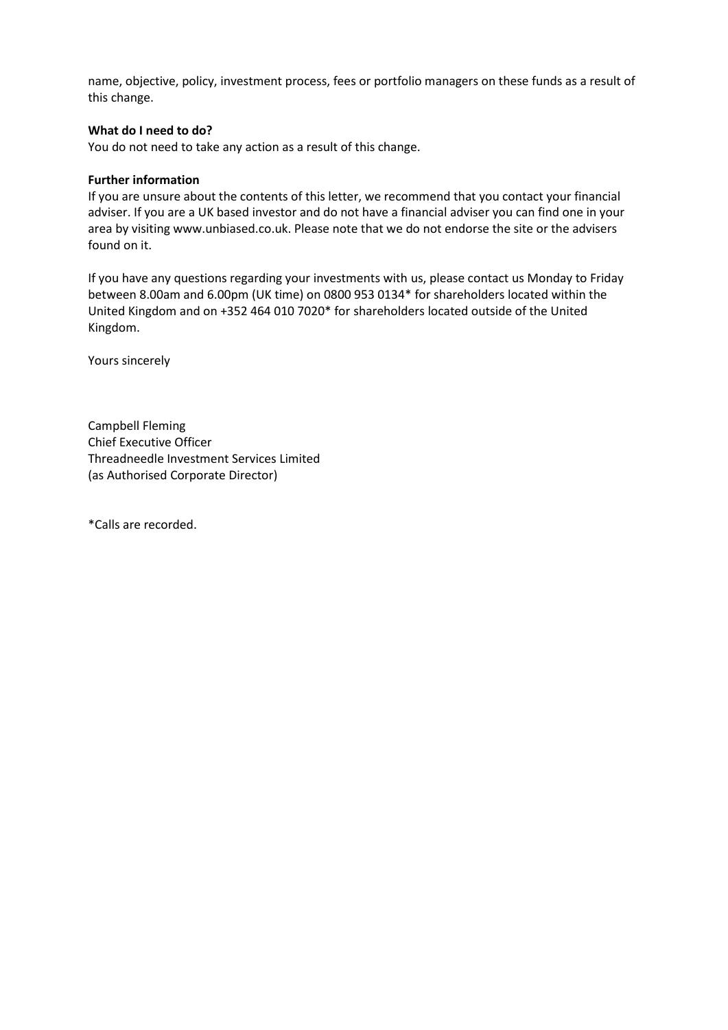name, objective, policy, investment process, fees or portfolio managers on these funds as a result of this change.

**What do I need to do?**

You do not need to take any action as a result of this change.

**Further information**

If you are unsure about the contents of this letter, we recommend that you contact your financial adviser. If you are a UK based investor and do not have a financial adviser you can find one in your area by visiting www.unbiased.co.uk. Please note that we do not endorse the site or the advisers found on it.

If you have any questions regarding your investments with us, please contact us Monday to Friday between 8.00am and 6.00pm (UK time) on 0800 953 0134* for shareholders located within the United Kingdom and on +352 464 010 7020* for shareholders located outside of the United Kingdom.

Yours sincerely

Campbell Fleming
Chief Executive Officer
Threadneedle Investment Services Limited
(as Authorised Corporate Director)

*Calls are recorded.